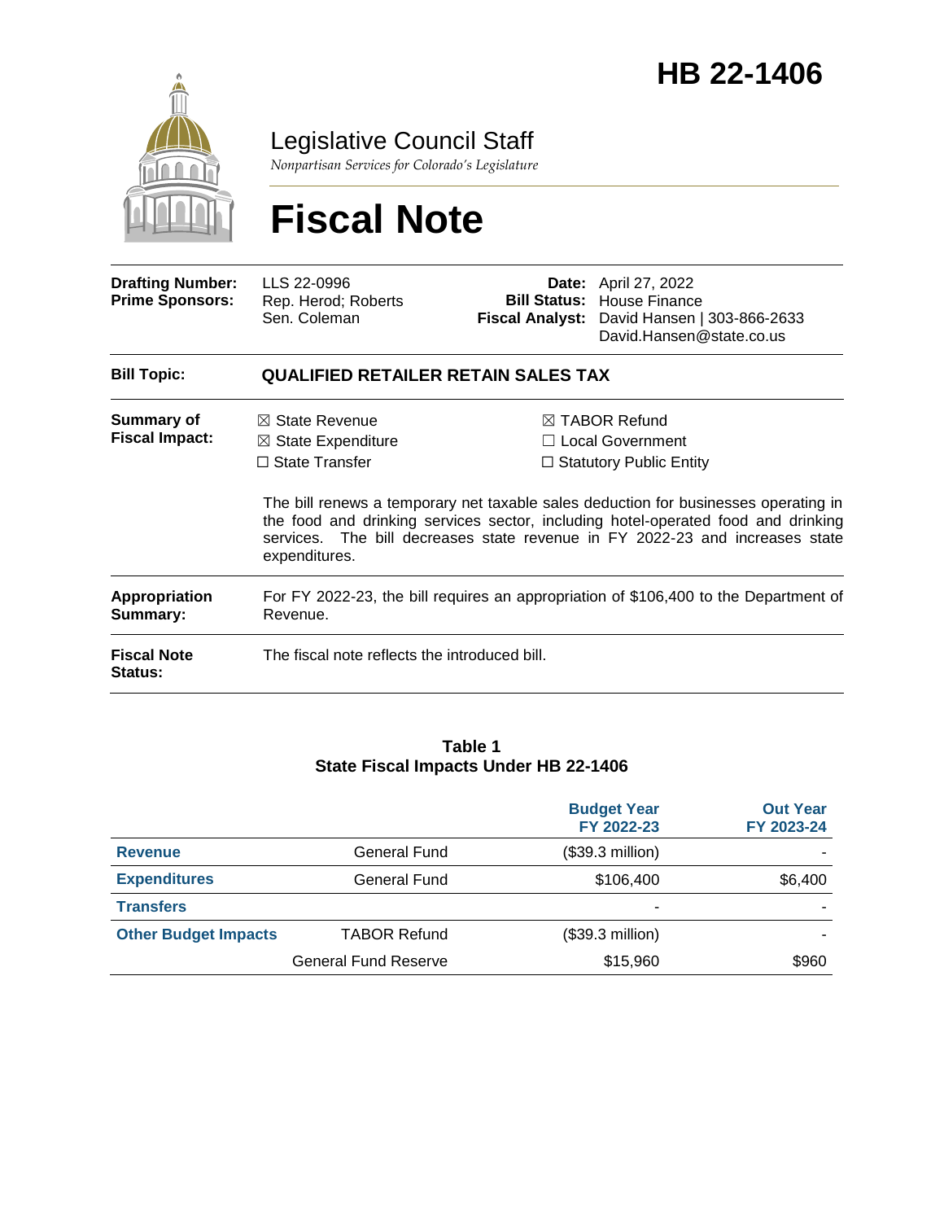# HB 22-1406

Legislative Council Staff

*Nonpartisan Services for Colorado's Legislature*

# Fiscal Note

| | | | |
|---|---|---|---|
| **Drafting Number:** | LLS 22-0996 | **Date:** | April 27, 2022 |
| **Prime Sponsors:** | Rep. Herod; Roberts<br>Sen. Coleman | **Bill Status:** | House Finance |
| | | **Fiscal Analyst:** | David Hansen \| 303-866-2633<br>David.Hansen@state.co.us |

| | |
|---|---|
| **Bill Topic:** | **QUALIFIED RETAILER RETAIN SALES TAX** |
| **Summary of Fiscal Impact:** | ☒ State Revenue ☒ TABOR Refund<br>☒ State Expenditure ☐ Local Government<br>☐ State Transfer ☐ Statutory Public Entity<br><br>The bill renews a temporary net taxable sales deduction for businesses operating in the food and drinking services sector, including hotel-operated food and drinking services. The bill decreases state revenue in FY 2022-23 and increases state expenditures. |
| **Appropriation Summary:** | For FY 2022-23, the bill requires an appropriation of $106,400 to the Department of Revenue. |
| **Fiscal Note Status:** | The fiscal note reflects the introduced bill. |

**Table 1**
**State Fiscal Impacts Under HB 22-1406**

| | | Budget Year FY 2022-23 | Out Year FY 2023-24 |
|---|---|---|---|
| **Revenue** | General Fund | ($39.3 million) | - |
| **Expenditures** | General Fund | $106,400 | $6,400 |
| **Transfers** | | - | - |
| **Other Budget Impacts** | TABOR Refund | ($39.3 million) | - |
| | General Fund Reserve | $15,960 | $960 |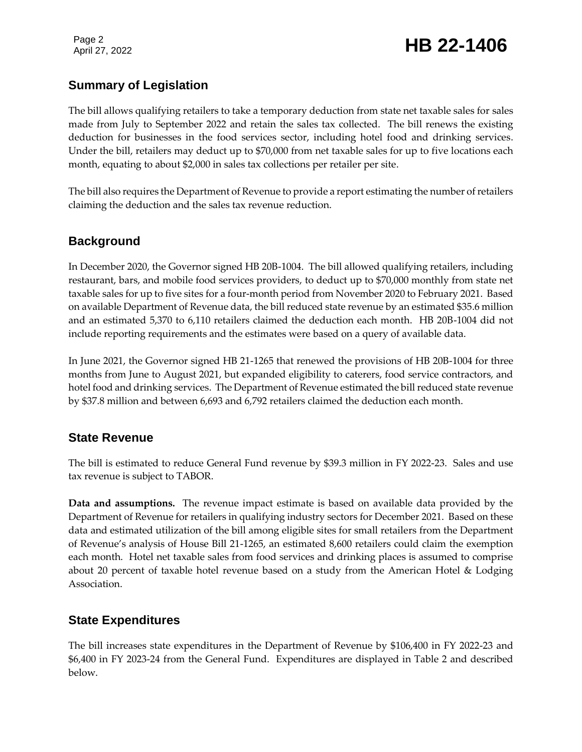## Summary of Legislation

The bill allows qualifying retailers to take a temporary deduction from state net taxable sales for sales made from July to September 2022 and retain the sales tax collected. The bill renews the existing deduction for businesses in the food services sector, including hotel food and drinking services. Under the bill, retailers may deduct up to $70,000 from net taxable sales for up to five locations each month, equating to about $2,000 in sales tax collections per retailer per site.

The bill also requires the Department of Revenue to provide a report estimating the number of retailers claiming the deduction and the sales tax revenue reduction.

## Background

In December 2020, the Governor signed HB 20B-1004. The bill allowed qualifying retailers, including restaurant, bars, and mobile food services providers, to deduct up to $70,000 monthly from state net taxable sales for up to five sites for a four-month period from November 2020 to February 2021. Based on available Department of Revenue data, the bill reduced state revenue by an estimated $35.6 million and an estimated 5,370 to 6,110 retailers claimed the deduction each month. HB 20B-1004 did not include reporting requirements and the estimates were based on a query of available data.

In June 2021, the Governor signed HB 21-1265 that renewed the provisions of HB 20B-1004 for three months from June to August 2021, but expanded eligibility to caterers, food service contractors, and hotel food and drinking services. The Department of Revenue estimated the bill reduced state revenue by $37.8 million and between 6,693 and 6,792 retailers claimed the deduction each month.

## State Revenue

The bill is estimated to reduce General Fund revenue by $39.3 million in FY 2022-23. Sales and use tax revenue is subject to TABOR.

**Data and assumptions.** The revenue impact estimate is based on available data provided by the Department of Revenue for retailers in qualifying industry sectors for December 2021. Based on these data and estimated utilization of the bill among eligible sites for small retailers from the Department of Revenue's analysis of House Bill 21-1265, an estimated 8,600 retailers could claim the exemption each month. Hotel net taxable sales from food services and drinking places is assumed to comprise about 20 percent of taxable hotel revenue based on a study from the American Hotel & Lodging Association.

## State Expenditures

The bill increases state expenditures in the Department of Revenue by $106,400 in FY 2022-23 and $6,400 in FY 2023-24 from the General Fund. Expenditures are displayed in Table 2 and described below.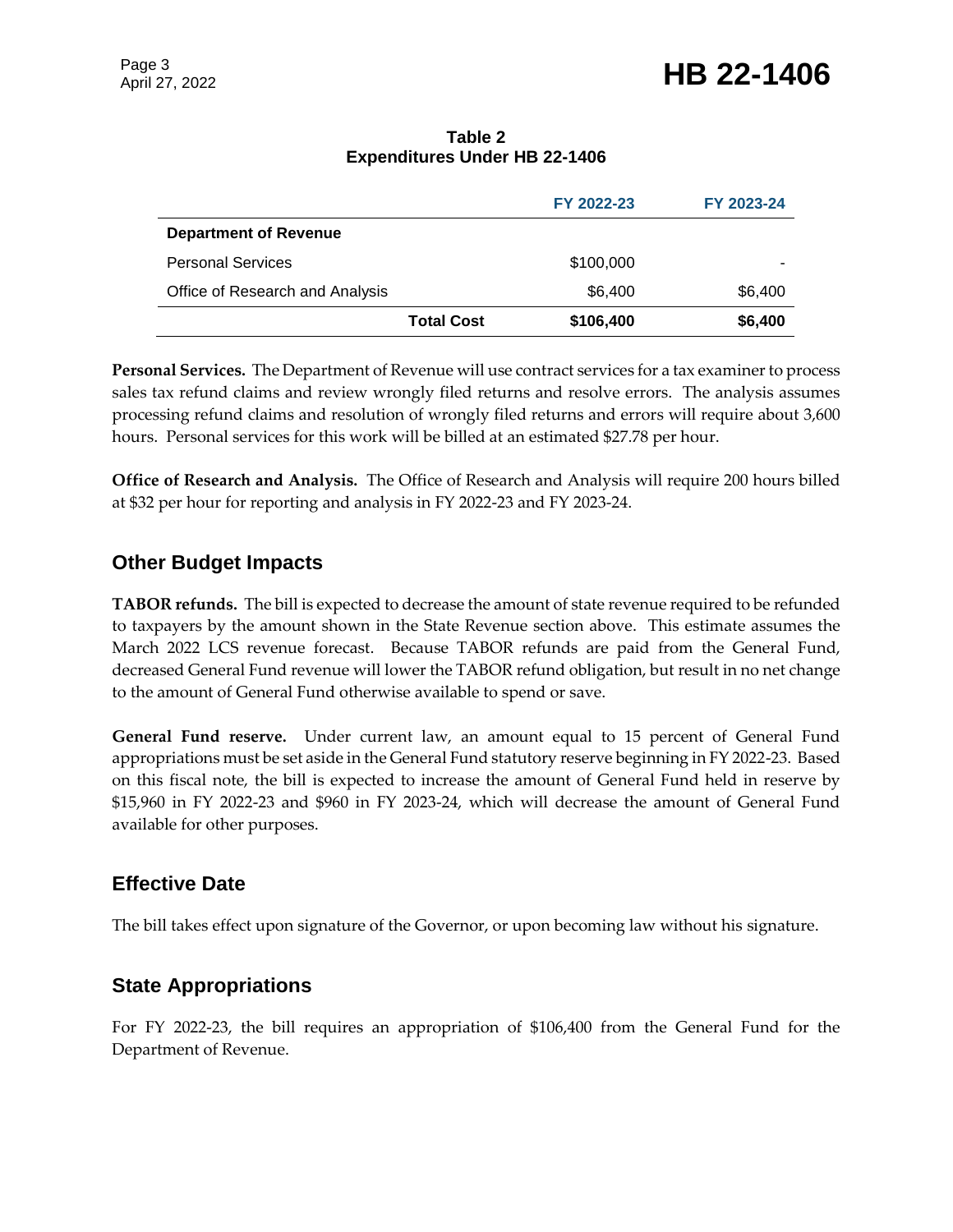**Table 2**
**Expenditures Under HB 22-1406**

| | FY 2022-23 | FY 2023-24 |
|---|---|---|
| **Department of Revenue** | | |
| Personal Services | $100,000 | - |
| Office of Research and Analysis | $6,400 | $6,400 |
| **Total Cost** | **$106,400** | **$6,400** |

**Personal Services.** The Department of Revenue will use contract services for a tax examiner to process sales tax refund claims and review wrongly filed returns and resolve errors. The analysis assumes processing refund claims and resolution of wrongly filed returns and errors will require about 3,600 hours. Personal services for this work will be billed at an estimated $27.78 per hour.

**Office of Research and Analysis.** The Office of Research and Analysis will require 200 hours billed at $32 per hour for reporting and analysis in FY 2022-23 and FY 2023-24.

## Other Budget Impacts

**TABOR refunds.** The bill is expected to decrease the amount of state revenue required to be refunded to taxpayers by the amount shown in the State Revenue section above. This estimate assumes the March 2022 LCS revenue forecast. Because TABOR refunds are paid from the General Fund, decreased General Fund revenue will lower the TABOR refund obligation, but result in no net change to the amount of General Fund otherwise available to spend or save.

**General Fund reserve.** Under current law, an amount equal to 15 percent of General Fund appropriations must be set aside in the General Fund statutory reserve beginning in FY 2022-23. Based on this fiscal note, the bill is expected to increase the amount of General Fund held in reserve by $15,960 in FY 2022-23 and $960 in FY 2023-24, which will decrease the amount of General Fund available for other purposes.

## Effective Date

The bill takes effect upon signature of the Governor, or upon becoming law without his signature.

## State Appropriations

For FY 2022-23, the bill requires an appropriation of $106,400 from the General Fund for the Department of Revenue.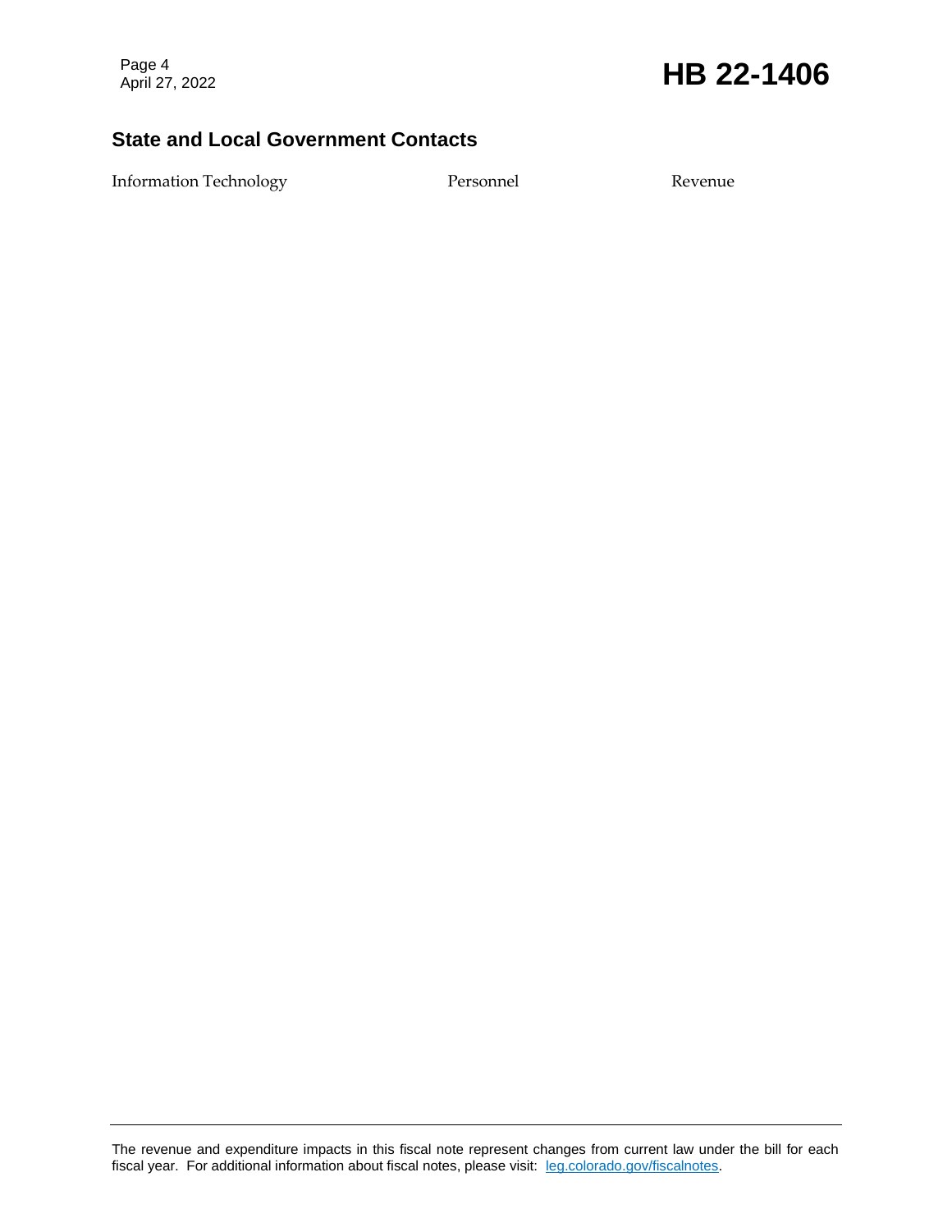## State and Local Government Contacts

Information Technology  Personnel  Revenue

---

The revenue and expenditure impacts in this fiscal note represent changes from current law under the bill for each fiscal year. For additional information about fiscal notes, please visit: [leg.colorado.gov/fiscalnotes](leg.colorado.gov/fiscalnotes).